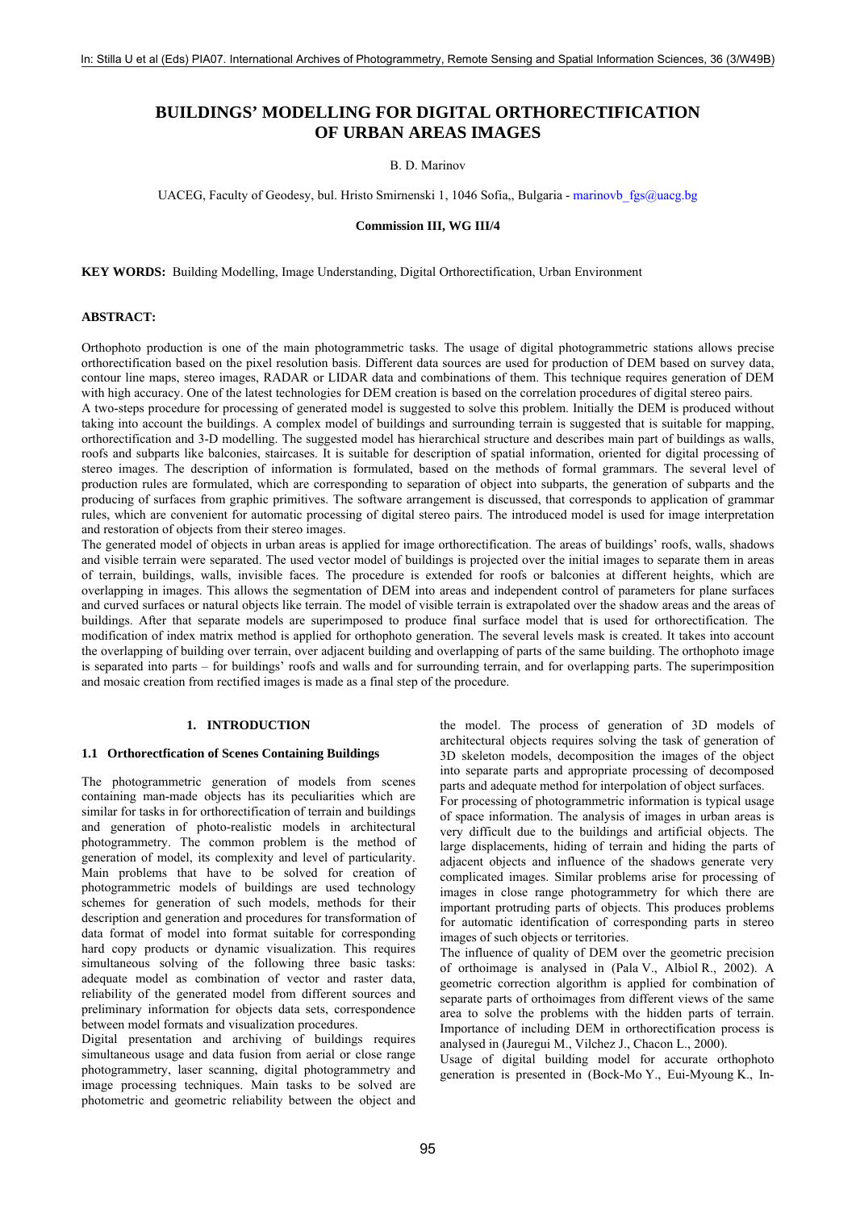# BUILDINGS' MODELLING FOR DIGITAL ORTHORECTIFICATION OF URBAN AREAS IMAGES

B. D. Marinov

UACEG, Faculty of Geodesy, bul. Hristo Smirnenski 1, 1046 Sofia,, Bulgaria - marinovb_fgs@uacg.bg

**Commission III, WG III/4**

**KEY WORDS:** Building Modelling, Image Understanding, Digital Orthorectification, Urban Environment

## ABSTRACT:

Orthophoto production is one of the main photogrammetric tasks. The usage of digital photogrammetric stations allows precise orthorectification based on the pixel resolution basis. Different data sources are used for production of DEM based on survey data, contour line maps, stereo images, RADAR or LIDAR data and combinations of them. This technique requires generation of DEM with high accuracy. One of the latest technologies for DEM creation is based on the correlation procedures of digital stereo pairs.

A two-steps procedure for processing of generated model is suggested to solve this problem. Initially the DEM is produced without taking into account the buildings. A complex model of buildings and surrounding terrain is suggested that is suitable for mapping, orthorectification and 3-D modelling. The suggested model has hierarchical structure and describes main part of buildings as walls, roofs and subparts like balconies, staircases. It is suitable for description of spatial information, oriented for digital processing of stereo images. The description of information is formulated, based on the methods of formal grammars. The several level of production rules are formulated, which are corresponding to separation of object into subparts, the generation of subparts and the producing of surfaces from graphic primitives. The software arrangement is discussed, that corresponds to application of grammar rules, which are convenient for automatic processing of digital stereo pairs. The introduced model is used for image interpretation and restoration of objects from their stereo images.

The generated model of objects in urban areas is applied for image orthorectification. The areas of buildings' roofs, walls, shadows and visible terrain were separated. The used vector model of buildings is projected over the initial images to separate them in areas of terrain, buildings, walls, invisible faces. The procedure is extended for roofs or balconies at different heights, which are overlapping in images. This allows the segmentation of DEM into areas and independent control of parameters for plane surfaces and curved surfaces or natural objects like terrain. The model of visible terrain is extrapolated over the shadow areas and the areas of buildings. After that separate models are superimposed to produce final surface model that is used for orthorectification. The modification of index matrix method is applied for orthophoto generation. The several levels mask is created. It takes into account the overlapping of building over terrain, over adjacent building and overlapping of parts of the same building. The orthophoto image is separated into parts – for buildings' roofs and walls and for surrounding terrain, and for overlapping parts. The superimposition and mosaic creation from rectified images is made as a final step of the procedure.

## 1. INTRODUCTION

### 1.1 Orthorectfication of Scenes Containing Buildings

The photogrammetric generation of models from scenes containing man-made objects has its peculiarities which are similar for tasks in for orthorectification of terrain and buildings and generation of photo-realistic models in architectural photogrammetry. The common problem is the method of generation of model, its complexity and level of particularity. Main problems that have to be solved for creation of photogrammetric models of buildings are used technology schemes for generation of such models, methods for their description and generation and procedures for transformation of data format of model into format suitable for corresponding hard copy products or dynamic visualization. This requires simultaneous solving of the following three basic tasks: adequate model as combination of vector and raster data, reliability of the generated model from different sources and preliminary information for objects data sets, correspondence between model formats and visualization procedures.

Digital presentation and archiving of buildings requires simultaneous usage and data fusion from aerial or close range photogrammetry, laser scanning, digital photogrammetry and image processing techniques. Main tasks to be solved are photometric and geometric reliability between the object and the model. The process of generation of 3D models of architectural objects requires solving the task of generation of 3D skeleton models, decomposition the images of the object into separate parts and appropriate processing of decomposed parts and adequate method for interpolation of object surfaces.

For processing of photogrammetric information is typical usage of space information. The analysis of images in urban areas is very difficult due to the buildings and artificial objects. The large displacements, hiding of terrain and hiding the parts of adjacent objects and influence of the shadows generate very complicated images. Similar problems arise for processing of images in close range photogrammetry for which there are important protruding parts of objects. This produces problems for automatic identification of corresponding parts in stereo images of such objects or territories.

The influence of quality of DEM over the geometric precision of orthoimage is analysed in (Pala V., Albiol R., 2002). A geometric correction algorithm is applied for combination of separate parts of orthoimages from different views of the same area to solve the problems with the hidden parts of terrain. Importance of including DEM in orthorectification process is analysed in (Jauregui M., Vilchez J., Chacon L., 2000).

Usage of digital building model for accurate orthophoto generation is presented in (Bock-Mo Y., Eui-Myoung K., In-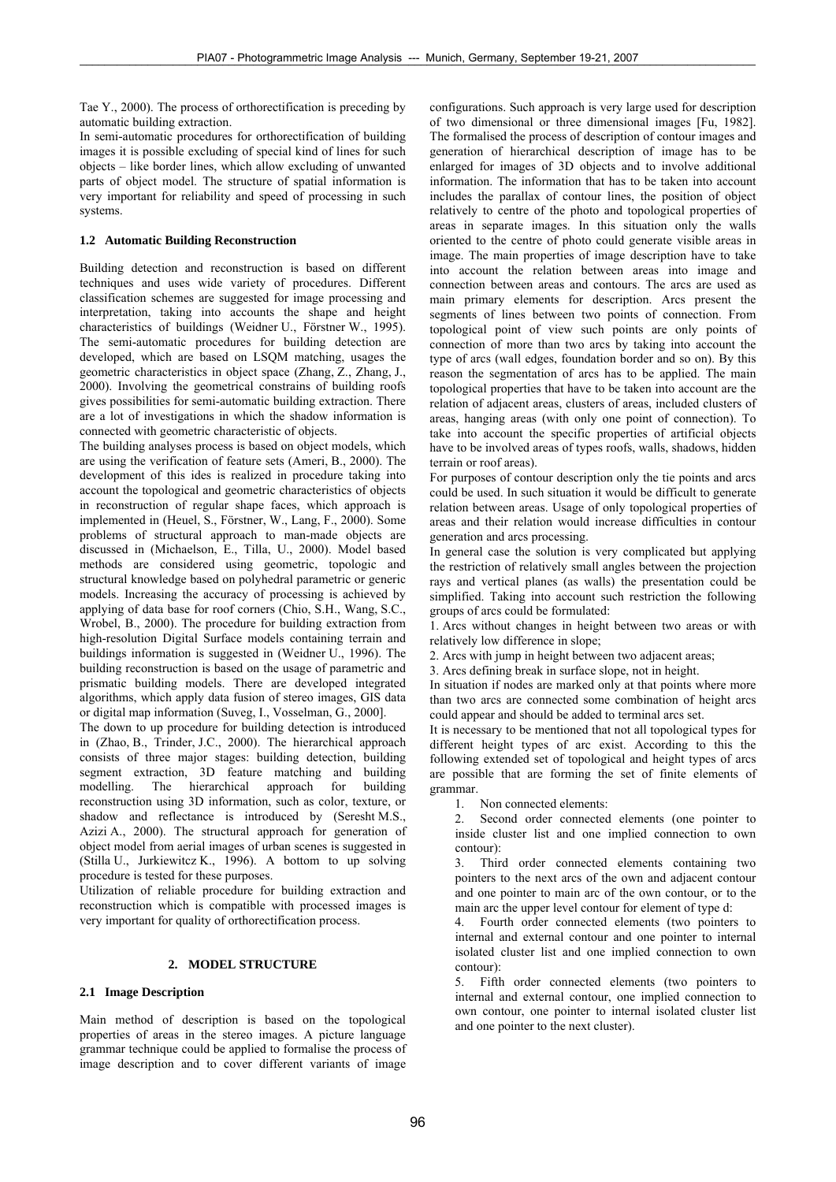Tae Y., 2000). The process of orthorectification is preceding by automatic building extraction.

In semi-automatic procedures for orthorectification of building images it is possible excluding of special kind of lines for such objects – like border lines, which allow excluding of unwanted parts of object model. The structure of spatial information is very important for reliability and speed of processing in such systems.

### 1.2 Automatic Building Reconstruction

Building detection and reconstruction is based on different techniques and uses wide variety of procedures. Different classification schemes are suggested for image processing and interpretation, taking into accounts the shape and height characteristics of buildings (Weidner U., Förstner W., 1995). The semi-automatic procedures for building detection are developed, which are based on LSQM matching, usages the geometric characteristics in object space (Zhang, Z., Zhang, J., 2000). Involving the geometrical constrains of building roofs gives possibilities for semi-automatic building extraction. There are a lot of investigations in which the shadow information is connected with geometric characteristic of objects.

The building analyses process is based on object models, which are using the verification of feature sets (Ameri, B., 2000). The development of this ides is realized in procedure taking into account the topological and geometric characteristics of objects in reconstruction of regular shape faces, which approach is implemented in (Heuel, S., Förstner, W., Lang, F., 2000). Some problems of structural approach to man-made objects are discussed in (Michaelson, E., Tilla, U., 2000). Model based methods are considered using geometric, topologic and structural knowledge based on polyhedral parametric or generic models. Increasing the accuracy of processing is achieved by applying of data base for roof corners (Chio, S.H., Wang, S.C., Wrobel, B., 2000). The procedure for building extraction from high-resolution Digital Surface models containing terrain and buildings information is suggested in (Weidner U., 1996). The building reconstruction is based on the usage of parametric and prismatic building models. There are developed integrated algorithms, which apply data fusion of stereo images, GIS data or digital map information (Suveg, I., Vosselman, G., 2000].

The down to up procedure for building detection is introduced in (Zhao, B., Trinder, J.C., 2000). The hierarchical approach consists of three major stages: building detection, building segment extraction, 3D feature matching and building modelling. The hierarchical approach for building reconstruction using 3D information, such as color, texture, or shadow and reflectance is introduced by (Seresht M.S., Azizi A., 2000). The structural approach for generation of object model from aerial images of urban scenes is suggested in (Stilla U., Jurkiewitcz K., 1996). A bottom to up solving procedure is tested for these purposes.

Utilization of reliable procedure for building extraction and reconstruction which is compatible with processed images is very important for quality of orthorectification process.

## 2. MODEL STRUCTURE

### 2.1 Image Description

Main method of description is based on the topological properties of areas in the stereo images. A picture language grammar technique could be applied to formalise the process of image description and to cover different variants of image configurations. Such approach is very large used for description of two dimensional or three dimensional images [Fu, 1982]. The formalised the process of description of contour images and generation of hierarchical description of image has to be enlarged for images of 3D objects and to involve additional information. The information that has to be taken into account includes the parallax of contour lines, the position of object relatively to centre of the photo and topological properties of areas in separate images. In this situation only the walls oriented to the centre of photo could generate visible areas in image. The main properties of image description have to take into account the relation between areas into image and connection between areas and contours. The arcs are used as main primary elements for description. Arcs present the segments of lines between two points of connection. From topological point of view such points are only points of connection of more than two arcs by taking into account the type of arcs (wall edges, foundation border and so on). By this reason the segmentation of arcs has to be applied. The main topological properties that have to be taken into account are the relation of adjacent areas, clusters of areas, included clusters of areas, hanging areas (with only one point of connection). To take into account the specific properties of artificial objects have to be involved areas of types roofs, walls, shadows, hidden terrain or roof areas).

For purposes of contour description only the tie points and arcs could be used. In such situation it would be difficult to generate relation between areas. Usage of only topological properties of areas and their relation would increase difficulties in contour generation and arcs processing.

In general case the solution is very complicated but applying the restriction of relatively small angles between the projection rays and vertical planes (as walls) the presentation could be simplified. Taking into account such restriction the following groups of arcs could be formulated:

1. Arcs without changes in height between two areas or with relatively low difference in slope;
2. Arcs with jump in height between two adjacent areas;
3. Arcs defining break in surface slope, not in height.

In situation if nodes are marked only at that points where more than two arcs are connected some combination of height arcs could appear and should be added to terminal arcs set.

It is necessary to be mentioned that not all topological types for different height types of arc exist. According to this the following extended set of topological and height types of arcs are possible that are forming the set of finite elements of grammar.

1. Non connected elements:
2. Second order connected elements (one pointer to inside cluster list and one implied connection to own contour):
3. Third order connected elements containing two pointers to the next arcs of the own and adjacent contour and one pointer to main arc of the own contour, or to the main arc the upper level contour for element of type d:
4. Fourth order connected elements (two pointers to internal and external contour and one pointer to internal isolated cluster list and one implied connection to own contour):
5. Fifth order connected elements (two pointers to internal and external contour, one implied connection to own contour, one pointer to internal isolated cluster list and one pointer to the next cluster).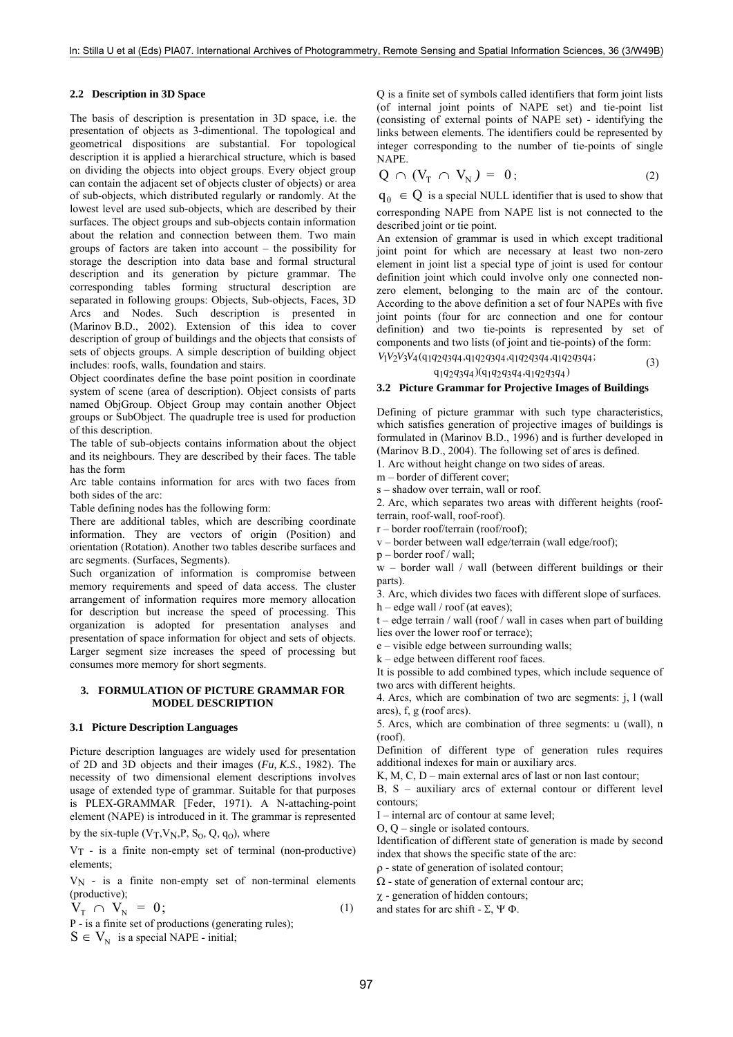### 2.2 Description in 3D Space

The basis of description is presentation in 3D space, i.e. the presentation of objects as 3-dimentional. The topological and geometrical dispositions are substantial. For topological description it is applied a hierarchical structure, which is based on dividing the objects into object groups. Every object group can contain the adjacent set of objects cluster of objects) or area of sub-objects, which distributed regularly or randomly. At the lowest level are used sub-objects, which are described by their surfaces. The object groups and sub-objects contain information about the relation and connection between them. Two main groups of factors are taken into account – the possibility for storage the description into data base and formal structural description and its generation by picture grammar. The corresponding tables forming structural description are separated in following groups: Objects, Sub-objects, Faces, 3D Arcs and Nodes. Such description is presented in (Marinov B.D., 2002). Extension of this idea to cover description of group of buildings and the objects that consists of sets of objects groups. A simple description of building object includes: roofs, walls, foundation and stairs.

Object coordinates define the base point position in coordinate system of scene (area of description). Object consists of parts named ObjGroup. Object Group may contain another Object groups or SubObject. The quadruple tree is used for production of this description.

The table of sub-objects contains information about the object and its neighbours. They are described by their faces. The table has the form

Arc table contains information for arcs with two faces from both sides of the arc:

Table defining nodes has the following form:

There are additional tables, which are describing coordinate information. They are vectors of origin (Position) and orientation (Rotation). Another two tables describe surfaces and arc segments. (Surfaces, Segments).

Such organization of information is compromise between memory requirements and speed of data access. The cluster arrangement of information requires more memory allocation for description but increase the speed of processing. This organization is adopted for presentation analyses and presentation of space information for object and sets of objects. Larger segment size increases the speed of processing but consumes more memory for short segments.

## 3. FORMULATION OF PICTURE GRAMMAR FOR MODEL DESCRIPTION

### 3.1 Picture Description Languages

Picture description languages are widely used for presentation of 2D and 3D objects and their images (*Fu, K.S.*, 1982). The necessity of two dimensional element descriptions involves usage of extended type of grammar. Suitable for that purposes is PLEX-GRAMMAR [Feder, 1971). A N-attaching-point element (NAPE) is introduced in it. The grammar is represented by the six-tuple $(V_T, V_N, P, S_O, Q, q_O)$, where

$V_T$ - is a finite non-empty set of terminal (non-productive) elements;

$V_N$ - is a finite non-empty set of non-terminal elements (productive);

$$V_T \cap V_N = 0; \quad (1)$$

P - is a finite set of productions (generating rules);

$S \in V_N$ is a special NAPE - initial;

Q is a finite set of symbols called identifiers that form joint lists (of internal joint points of NAPE set) and tie-point list (consisting of external points of NAPE set) - identifying the links between elements. The identifiers could be represented by integer corresponding to the number of tie-points of single NAPE.

$$Q \cap (V_T \cap V_N) = 0; \quad (2)$$

$q_0 \in Q$ is a special NULL identifier that is used to show that corresponding NAPE from NAPE list is not connected to the described joint or tie point.

An extension of grammar is used in which except traditional joint point for which are necessary at least two non-zero element in joint list a special type of joint is used for contour definition joint which could involve only one connected non-zero element, belonging to the main arc of the contour. According to the above definition a set of four NAPEs with five joint points (four for arc connection and one for contour definition) and two tie-points is represented by set of components and two lists (of joint and tie-points) of the form:

$$V_1V_2V_3V_4(q_1q_2q_3q_4, q_1q_2q_3q_4, q_1q_2q_3q_4, q_1q_2q_3q_4; \; q_1q_2q_3q_4)(q_1q_2q_3q_4, q_1q_2q_3q_4) \quad (3)$$

### 3.2 Picture Grammar for Projective Images of Buildings

Defining of picture grammar with such type characteristics, which satisfies generation of projective images of buildings is formulated in (Marinov B.D., 1996) and is further developed in (Marinov B.D., 2004). The following set of arcs is defined.

1. Arc without height change on two sides of areas.

m – border of different cover;

s – shadow over terrain, wall or roof.

2. Arc, which separates two areas with different heights (roof-terrain, roof-wall, roof-roof).

r – border roof/terrain (roof/roof);

v – border between wall edge/terrain (wall edge/roof);

p – border roof / wall;

w – border wall / wall (between different buildings or their parts).

3. Arc, which divides two faces with different slope of surfaces.

h – edge wall / roof (at eaves);

t – edge terrain / wall (roof / wall in cases when part of building lies over the lower roof or terrace);

e – visible edge between surrounding walls;

k – edge between different roof faces.

It is possible to add combined types, which include sequence of two arcs with different heights.

4. Arcs, which are combination of two arc segments: j, l (wall arcs), f, g (roof arcs).

5. Arcs, which are combination of three segments: u (wall), n (roof).

Definition of different type of generation rules requires additional indexes for main or auxiliary arcs.

K, M, C, D – main external arcs of last or non last contour;

B, S – auxiliary arcs of external contour or different level contours;

I – internal arc of contour at same level;

O, Q – single or isolated contours.

Identification of different state of generation is made by second index that shows the specific state of the arc:

ρ - state of generation of isolated contour;

Ω - state of generation of external contour arc;

χ - generation of hidden contours;

and states for arc shift - Σ, Ψ Φ.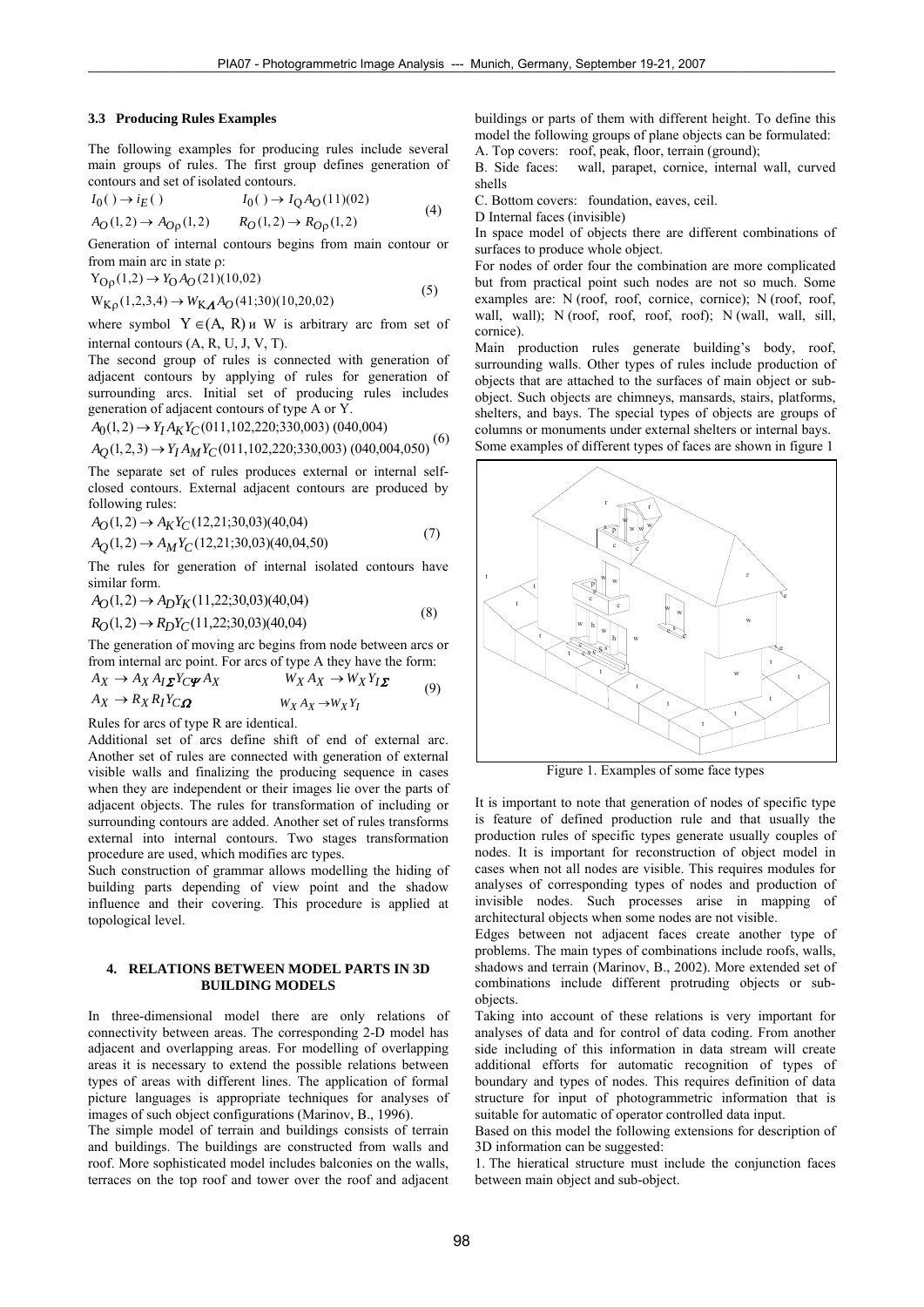### 3.3 Producing Rules Examples

The following examples for producing rules include several main groups of rules. The first group defines generation of contours and set of isolated contours.

$$I_0(\,) \to i_E(\,) \qquad I_0(\,) \to I_Q A_O(11)(02)$$
$$A_O(1,2) \to A_{O\rho}(1,2) \qquad R_O(1,2) \to R_{O\rho}(1,2) \tag{4}$$

Generation of internal contours begins from main contour or from main arc in state ρ:

$$Y_{O\rho}(1,2) \to Y_O A_O(21)(10,02)$$
$$W_{K\rho}(1,2,3,4) \to W_{K\Lambda} A_O(41;30)(10,20,02) \tag{5}$$

where symbol $Y \in (A, R)$ и W is arbitrary arc from set of internal contours (A, R, U, J, V, T).

The second group of rules is connected with generation of adjacent contours by applying of rules for generation of surrounding arcs. Initial set of producing rules includes generation of adjacent contours of type A or Y.

$$A_0(1,2) \to Y_I A_K Y_C(011,102,220;330,003)\ (040,004)$$
$$A_Q(1,2,3) \to Y_I A_M Y_C(011,102,220;330,003)\ (040,004,050) \tag{6}$$

The separate set of rules produces external or internal self-closed contours. External adjacent contours are produced by following rules:

$$A_O(1,2) \to A_K Y_C(12,21;30,03)(40,04)$$
$$A_Q(1,2) \to A_M Y_C(12,21;30,03)(40,04,50) \tag{7}$$

The rules for generation of internal isolated contours have similar form.

$$A_O(1,2) \to A_D Y_K(11,22;30,03)(40,04)$$
$$R_O(1,2) \to R_D Y_C(11,22;30,03)(40,04) \tag{8}$$

The generation of moving arc begins from node between arcs or from internal arc point. For arcs of type A they have the form:

$$A_X \to A_X A_{I\Sigma} Y_{C\Psi} A_X \qquad W_X A_X \to W_X Y_{I\Sigma}$$
$$A_X \to R_X R_I Y_{C\Omega} \qquad W_X A_X \to W_X Y_I \tag{9}$$

Rules for arcs of type R are identical.

Additional set of arcs define shift of end of external arc. Another set of rules are connected with generation of external visible walls and finalizing the producing sequence in cases when they are independent or their images lie over the parts of adjacent objects. The rules for transformation of including or surrounding contours are added. Another set of rules transforms external into internal contours. Two stages transformation procedure are used, which modifies arc types.

Such construction of grammar allows modelling the hiding of building parts depending of view point and the shadow influence and their covering. This procedure is applied at topological level.

## 4. RELATIONS BETWEEN MODEL PARTS IN 3D BUILDING MODELS

In three-dimensional model there are only relations of connectivity between areas. The corresponding 2-D model has adjacent and overlapping areas. For modelling of overlapping areas it is necessary to extend the possible relations between types of areas with different lines. The application of formal picture languages is appropriate techniques for analyses of images of such object configurations (Marinov, B., 1996).

The simple model of terrain and buildings consists of terrain and buildings. The buildings are constructed from walls and roof. More sophisticated model includes balconies on the walls, terraces on the top roof and tower over the roof and adjacent buildings or parts of them with different height. To define this model the following groups of plane objects can be formulated:

A. Top covers: roof, peak, floor, terrain (ground);

B. Side faces: wall, parapet, cornice, internal wall, curved shells

C. Bottom covers: foundation, eaves, ceil.

D Internal faces (invisible)

In space model of objects there are different combinations of surfaces to produce whole object.

For nodes of order four the combination are more complicated but from practical point such nodes are not so much. Some examples are: N (roof, roof, cornice, cornice); N (roof, roof, wall, wall); N (roof, roof, roof, roof); N (wall, wall, sill, cornice).

Main production rules generate building's body, roof, surrounding walls. Other types of rules include production of objects that are attached to the surfaces of main object or sub-object. Such objects are chimneys, mansards, stairs, platforms, shelters, and bays. The special types of objects are groups of columns or monuments under external shelters or internal bays.

Some examples of different types of faces are shown in figure 1

Figure 1. Examples of some face types

It is important to note that generation of nodes of specific type is feature of defined production rule and that usually the production rules of specific types generate usually couples of nodes. It is important for reconstruction of object model in cases when not all nodes are visible. This requires modules for analyses of corresponding types of nodes and production of invisible nodes. Such processes arise in mapping of architectural objects when some nodes are not visible.

Edges between not adjacent faces create another type of problems. The main types of combinations include roofs, walls, shadows and terrain (Marinov, B., 2002). More extended set of combinations include different protruding objects or sub-objects.

Taking into account of these relations is very important for analyses of data and for control of data coding. From another side including of this information in data stream will create additional efforts for automatic recognition of types of boundary and types of nodes. This requires definition of data structure for input of photogrammetric information that is suitable for automatic of operator controlled data input.

Based on this model the following extensions for description of 3D information can be suggested:

1. The hierartical structure must include the conjunction faces between main object and sub-object.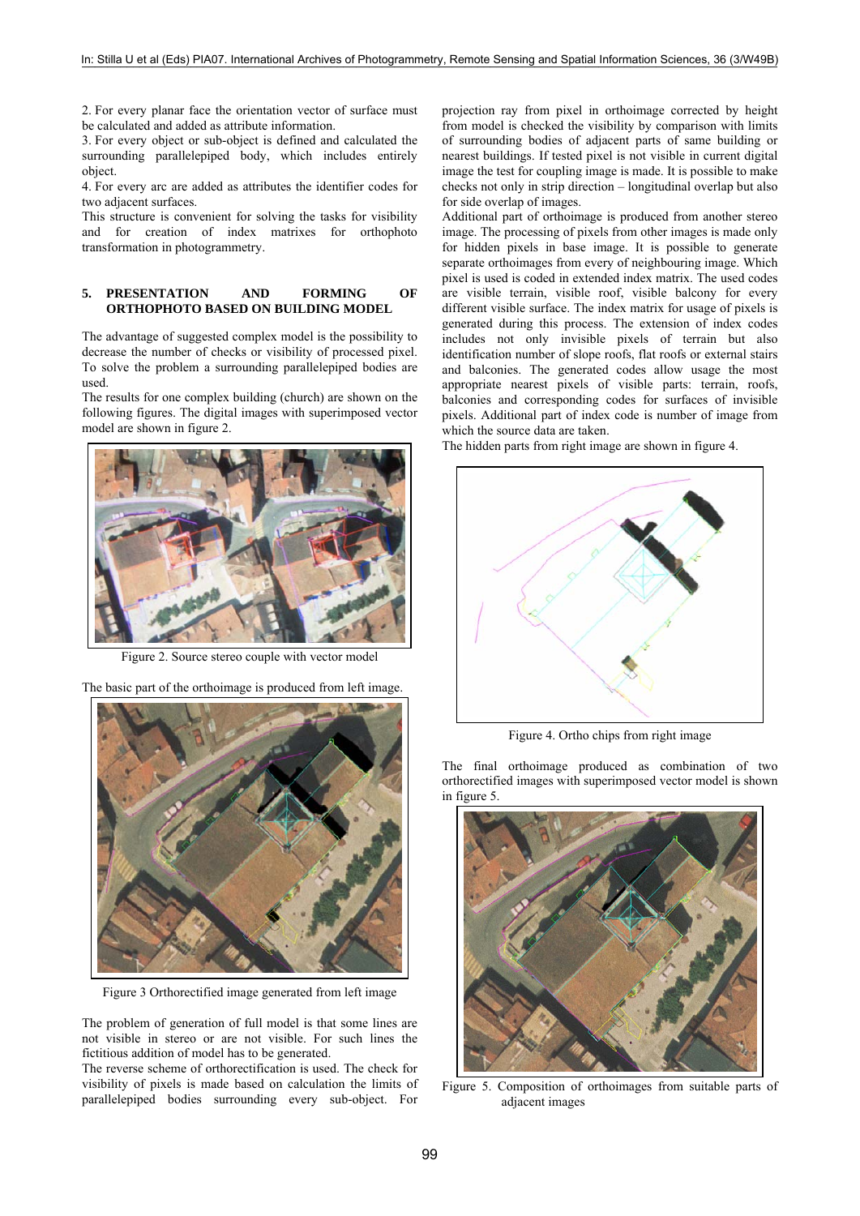2. For every planar face the orientation vector of surface must be calculated and added as attribute information.

3. For every object or sub-object is defined and calculated the surrounding parallelepiped body, which includes entirely object.

4. For every arc are added as attributes the identifier codes for two adjacent surfaces.

This structure is convenient for solving the tasks for visibility and for creation of index matrixes for orthophoto transformation in photogrammetry.

## 5. PRESENTATION AND FORMING OF ORTHOPHOTO BASED ON BUILDING MODEL

The advantage of suggested complex model is the possibility to decrease the number of checks or visibility of processed pixel. To solve the problem a surrounding parallelepiped bodies are used.

The results for one complex building (church) are shown on the following figures. The digital images with superimposed vector model are shown in figure 2.

Figure 2. Source stereo couple with vector model

The basic part of the orthoimage is produced from left image.

Figure 3 Orthorectified image generated from left image

The problem of generation of full model is that some lines are not visible in stereo or are not visible. For such lines the fictitious addition of model has to be generated.

The reverse scheme of orthorectification is used. The check for visibility of pixels is made based on calculation the limits of parallelepiped bodies surrounding every sub-object. For projection ray from pixel in orthoimage corrected by height from model is checked the visibility by comparison with limits of surrounding bodies of adjacent parts of same building or nearest buildings. If tested pixel is not visible in current digital image the test for coupling image is made. It is possible to make checks not only in strip direction – longitudinal overlap but also for side overlap of images.

Additional part of orthoimage is produced from another stereo image. The processing of pixels from other images is made only for hidden pixels in base image. It is possible to generate separate orthoimages from every of neighbouring image. Which pixel is used is coded in extended index matrix. The used codes are visible terrain, visible roof, visible balcony for every different visible surface. The index matrix for usage of pixels is generated during this process. The extension of index codes includes not only invisible pixels of terrain but also identification number of slope roofs, flat roofs or external stairs and balconies. The generated codes allow usage the most appropriate nearest pixels of visible parts: terrain, roofs, balconies and corresponding codes for surfaces of invisible pixels. Additional part of index code is number of image from which the source data are taken.

The hidden parts from right image are shown in figure 4.

Figure 4. Ortho chips from right image

The final orthoimage produced as combination of two orthorectified images with superimposed vector model is shown in figure 5.

Figure 5. Composition of orthoimages from suitable parts of adjacent images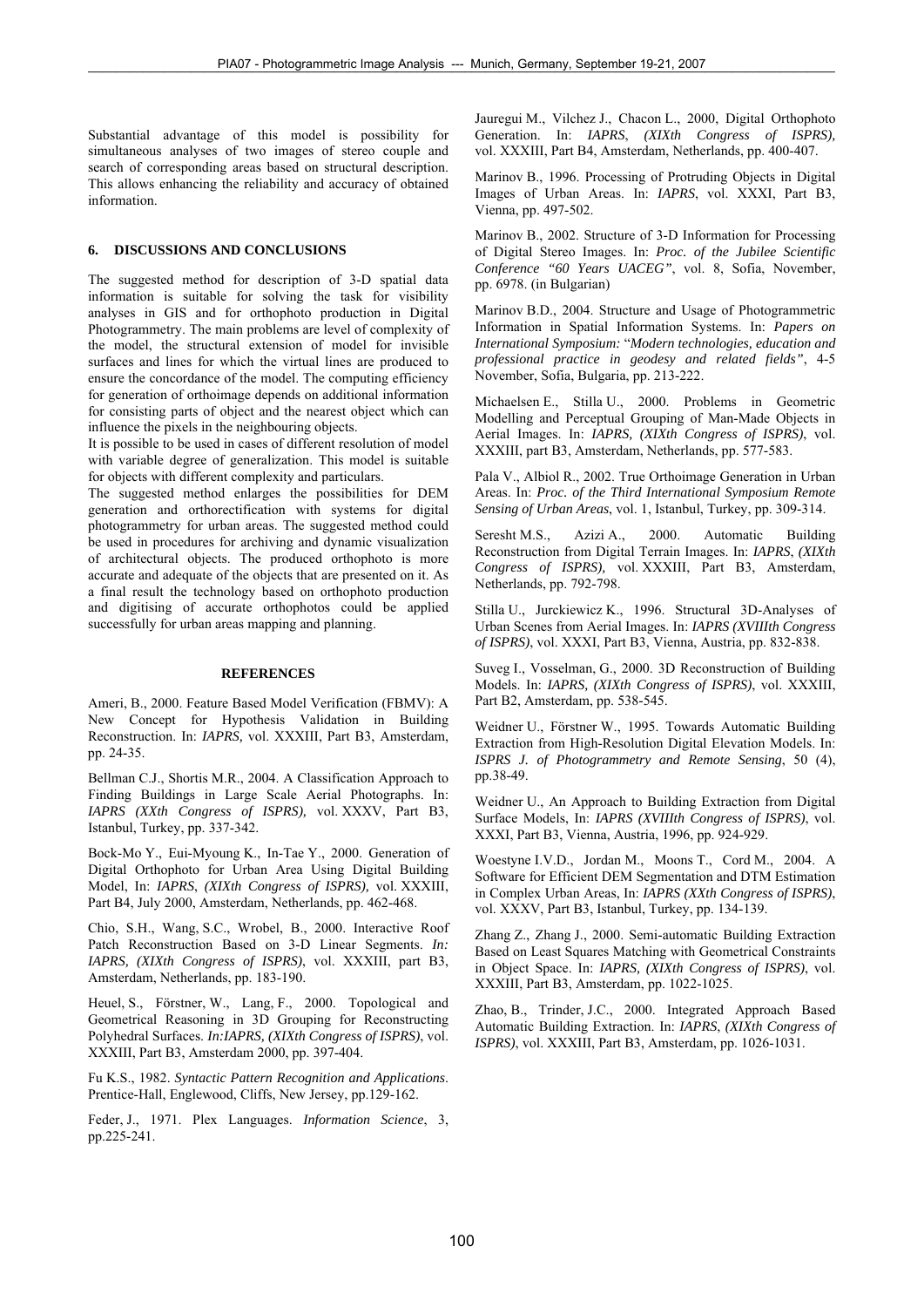Substantial advantage of this model is possibility for simultaneous analyses of two images of stereo couple and search of corresponding areas based on structural description. This allows enhancing the reliability and accuracy of obtained information.

## 6. DISCUSSIONS AND CONCLUSIONS

The suggested method for description of 3-D spatial data information is suitable for solving the task for visibility analyses in GIS and for orthophoto production in Digital Photogrammetry. The main problems are level of complexity of the model, the structural extension of model for invisible surfaces and lines for which the virtual lines are produced to ensure the concordance of the model. The computing efficiency for generation of orthoimage depends on additional information for consisting parts of object and the nearest object which can influence the pixels in the neighbouring objects.

It is possible to be used in cases of different resolution of model with variable degree of generalization. This model is suitable for objects with different complexity and particulars.

The suggested method enlarges the possibilities for DEM generation and orthorectification with systems for digital photogrammetry for urban areas. The suggested method could be used in procedures for archiving and dynamic visualization of architectural objects. The produced orthophoto is more accurate and adequate of the objects that are presented on it. As a final result the technology based on orthophoto production and digitising of accurate orthophotos could be applied successfully for urban areas mapping and planning.

## REFERENCES

Ameri, B., 2000. Feature Based Model Verification (FBMV): A New Concept for Hypothesis Validation in Building Reconstruction. In: *IAPRS,* vol. XXXIII, Part B3, Amsterdam, pp. 24-35.

Bellman C.J., Shortis M.R., 2004. A Classification Approach to Finding Buildings in Large Scale Aerial Photographs. In: *IAPRS (XXth Congress of ISPRS),* vol. XXXV, Part B3, Istanbul, Turkey, pp. 337-342.

Bock-Mo Y., Eui-Myoung K., In-Tae Y., 2000. Generation of Digital Orthophoto for Urban Area Using Digital Building Model, In: *IAPRS, (XIXth Congress of ISPRS),* vol. XXXIII, Part B4, July 2000, Amsterdam, Netherlands, pp. 462-468.

Chio, S.H., Wang, S.C., Wrobel, B., 2000. Interactive Roof Patch Reconstruction Based on 3-D Linear Segments. *In: IAPRS, (XIXth Congress of ISPRS)*, vol. XXXIII, part B3, Amsterdam, Netherlands, pp. 183-190.

Heuel, S., Förstner, W., Lang, F., 2000. Topological and Geometrical Reasoning in 3D Grouping for Reconstructing Polyhedral Surfaces. *In:IAPRS, (XIXth Congress of ISPRS)*, vol. XXXIII, Part B3, Amsterdam 2000, pp. 397-404.

Fu K.S., 1982. *Syntactic Pattern Recognition and Applications*. Prentice-Hall, Englewood, Cliffs, New Jersey, pp.129-162.

Feder, J., 1971. Plex Languages. *Information Science*, 3, pp.225-241.

Jauregui M., Vilchez J., Chacon L., 2000, Digital Orthophoto Generation. In: *IAPRS, (XIXth Congress of ISPRS),* vol. XXXIII, Part B4, Amsterdam, Netherlands, pp. 400-407.

Marinov B., 1996. Processing of Protruding Objects in Digital Images of Urban Areas. In: *IAPRS*, vol. XXXI, Part B3, Vienna, pp. 497-502.

Marinov B., 2002. Structure of 3-D Information for Processing of Digital Stereo Images. In: *Proc. of the Jubilee Scientific Conference "60 Years UACEG"*, vol. 8, Sofia, November, pp. 6978. (in Bulgarian)

Marinov B.D., 2004. Structure and Usage of Photogrammetric Information in Spatial Information Systems. In: *Papers on International Symposium:* "*Modern technologies, education and professional practice in geodesy and related fields"*, 4-5 November, Sofia, Bulgaria, pp. 213-222.

Michaelsen E., Stilla U., 2000. Problems in Geometric Modelling and Perceptual Grouping of Man-Made Objects in Aerial Images. In: *IAPRS, (XIXth Congress of ISPRS)*, vol. XXXIII, part B3, Amsterdam, Netherlands, pp. 577-583.

Pala V., Albiol R., 2002. True Orthoimage Generation in Urban Areas. In: *Proc. of the Third International Symposium Remote Sensing of Urban Areas*, vol. 1, Istanbul, Turkey, pp. 309-314.

Seresht M.S., Azizi A., 2000. Automatic Building Reconstruction from Digital Terrain Images. In: *IAPRS, (XIXth Congress of ISPRS),* vol. XXXIII, Part B3, Amsterdam, Netherlands, pp. 792-798.

Stilla U., Jurckiewicz K., 1996. Structural 3D-Analyses of Urban Scenes from Aerial Images. In: *IAPRS (XVIIIth Congress of ISPRS)*, vol. XXXI, Part B3, Vienna, Austria, pp. 832-838.

Suveg I., Vosselman, G., 2000. 3D Reconstruction of Building Models. In: *IAPRS, (XIXth Congress of ISPRS)*, vol. XXXIII, Part B2, Amsterdam, pp. 538-545.

Weidner U., Förstner W., 1995. Towards Automatic Building Extraction from High-Resolution Digital Elevation Models. In: *ISPRS J. of Photogrammetry and Remote Sensing*, 50 (4), pp.38-49.

Weidner U., An Approach to Building Extraction from Digital Surface Models, In: *IAPRS (XVIIIth Congress of ISPRS)*, vol. XXXI, Part B3, Vienna, Austria, 1996, pp. 924-929.

Woestyne I.V.D., Jordan M., Moons T., Cord M., 2004. A Software for Efficient DEM Segmentation and DTM Estimation in Complex Urban Areas, In: *IAPRS (XXth Congress of ISPRS)*, vol. XXXV, Part B3, Istanbul, Turkey, pp. 134-139.

Zhang Z., Zhang J., 2000. Semi-automatic Building Extraction Based on Least Squares Matching with Geometrical Constraints in Object Space. In: *IAPRS, (XIXth Congress of ISPRS)*, vol. XXXIII, Part B3, Amsterdam, pp. 1022-1025.

Zhao, B., Trinder, J.C., 2000. Integrated Approach Based Automatic Building Extraction. In: *IAPRS, (XIXth Congress of ISPRS)*, vol. XXXIII, Part B3, Amsterdam, pp. 1026-1031.